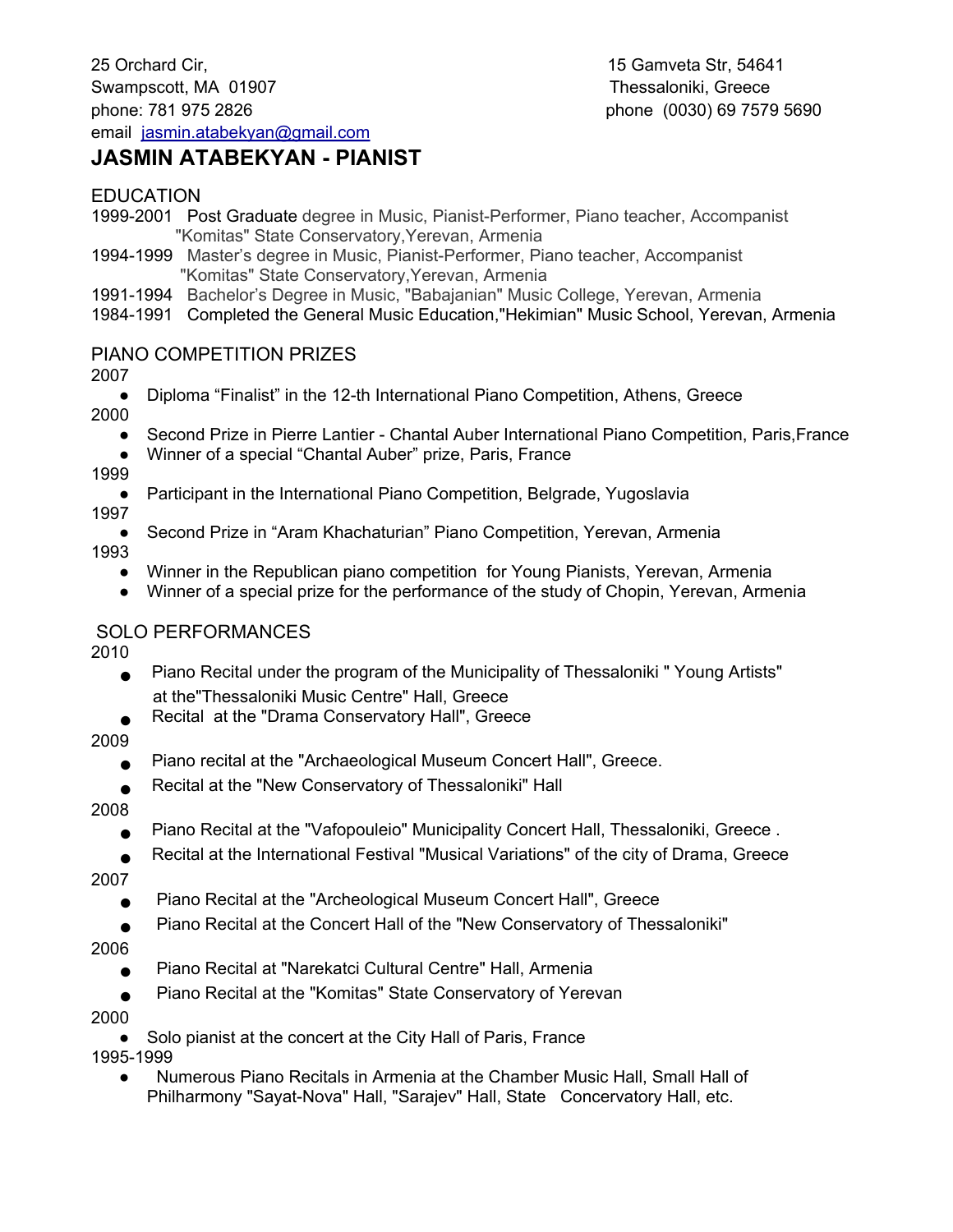25 Orchard Cir,
Swampscott, MA 01907
phone: 781 975 2826
email jasmin.atabekyan@gmail.com

15 Gamveta Str, 54641
Thessaloniki, Greece
phone (0030) 69 7579 5690

# JASMIN ATABEKYAN - PIANIST

## EDUCATION

1999-2001 Post Graduate degree in Music, Pianist-Performer, Piano teacher, Accompanist
"Komitas" State Conservatory,Yerevan, Armenia

1994-1999 Master's degree in Music, Pianist-Performer, Piano teacher, Accompanist
"Komitas" State Conservatory,Yerevan, Armenia

1991-1994 Bachelor's Degree in Music, "Babajanian" Music College, Yerevan, Armenia

1984-1991 Completed the General Music Education,"Hekimian" Music School, Yerevan, Armenia

## PIANO COMPETITION PRIZES

2007
- Diploma "Finalist" in the 12-th International Piano Competition, Athens, Greece

2000
- Second Prize in Pierre Lantier - Chantal Auber International Piano Competition, Paris,France
- Winner of a special "Chantal Auber" prize, Paris, France

1999
- Participant in the International Piano Competition, Belgrade, Yugoslavia

1997
- Second Prize in "Aram Khachaturian" Piano Competition, Yerevan, Armenia

1993
- Winner in the Republican piano competition for Young Pianists, Yerevan, Armenia
- Winner of a special prize for the performance of the study of Chopin, Yerevan, Armenia

## SOLO PERFORMANCES

2010
- Piano Recital under the program of the Municipality of Thessaloniki " Young Artists" at the"Thessaloniki Music Centre" Hall, Greece
- Recital at the "Drama Conservatory Hall", Greece

2009
- Piano recital at the "Archaeological Museum Concert Hall", Greece.
- Recital at the "New Conservatory of Thessaloniki" Hall

2008
- Piano Recital at the "Vafopouleio" Municipality Concert Hall, Thessaloniki, Greece .
- Recital at the International Festival "Musical Variations" of the city of Drama, Greece

2007
- Piano Recital at the "Archeological Museum Concert Hall", Greece
- Piano Recital at the Concert Hall of the "New Conservatory of Thessaloniki"

2006
- Piano Recital at "Narekatci Cultural Centre" Hall, Armenia
- Piano Recital at the "Komitas" State Conservatory of Yerevan

2000
- Solo pianist at the concert at the City Hall of Paris, France

1995-1999
- Numerous Piano Recitals in Armenia at the Chamber Music Hall, Small Hall of Philharmony "Sayat-Nova" Hall, "Sarajev" Hall, State Concervatory Hall, etc.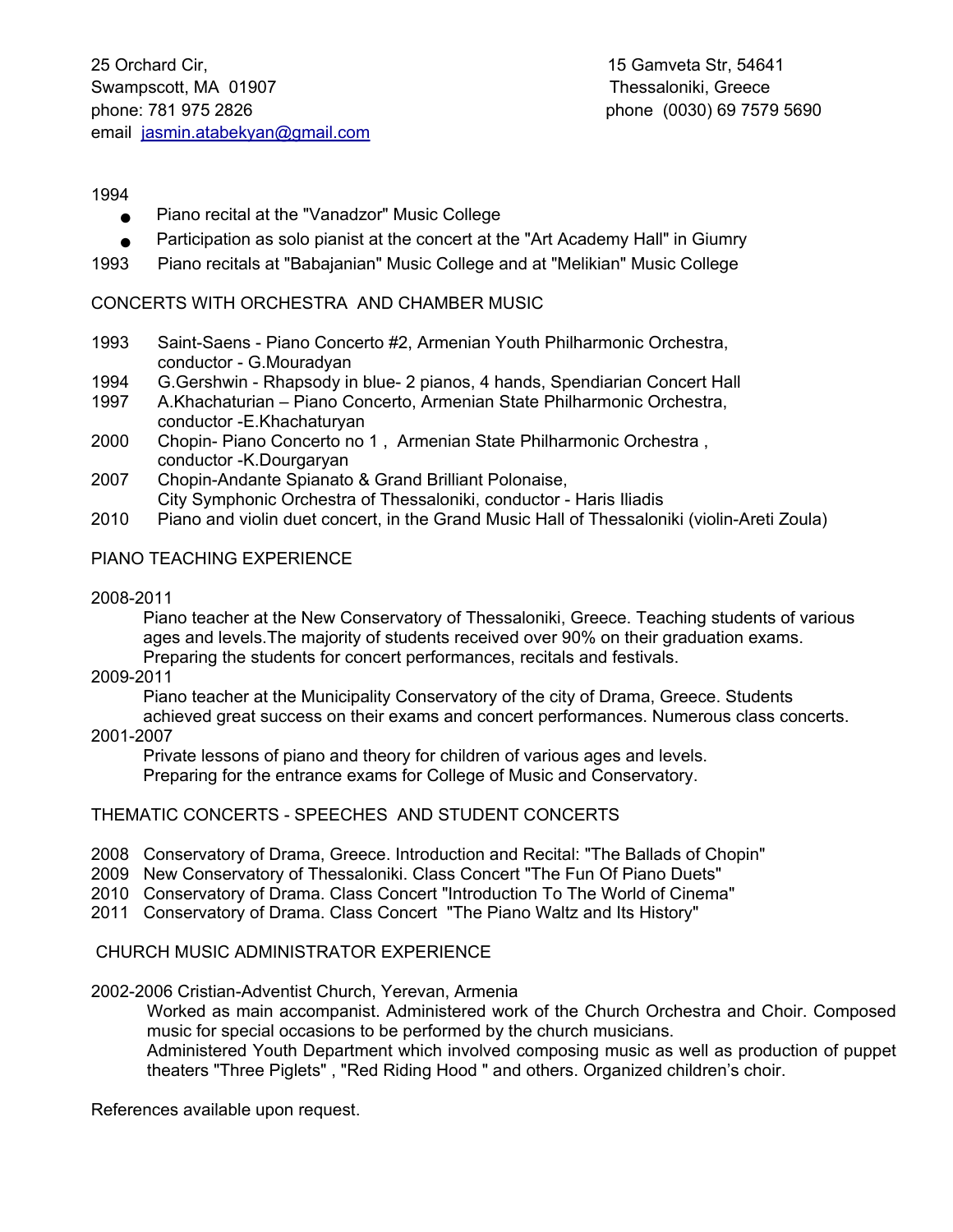25 Orchard Cir,
Swampscott, MA 01907
phone: 781 975 2826
email [jasmin.atabekyan@gmail.com](mailto:jasmin.atabekyan@gmail.com)

15 Gamveta Str, 54641
Thessaloniki, Greece
phone (0030) 69 7579 5690

1994

- Piano recital at the "Vanadzor" Music College
- Participation as solo pianist at the concert at the "Art Academy Hall" in Giumry

1993 Piano recitals at "Babajanian" Music College and at "Melikian" Music College

## CONCERTS WITH ORCHESTRA AND CHAMBER MUSIC

1993 Saint-Saens - Piano Concerto #2, Armenian Youth Philharmonic Orchestra, conductor - G.Mouradyan
1994 G.Gershwin - Rhapsody in blue- 2 pianos, 4 hands, Spendiarian Concert Hall
1997 A.Khachaturian – Piano Concerto, Armenian State Philharmonic Orchestra, conductor -E.Khachaturyan
2000 Chopin- Piano Concerto no 1 , Armenian State Philharmonic Orchestra , conductor -K.Dourgaryan
2007 Chopin-Andante Spianato & Grand Brilliant Polonaise, City Symphonic Orchestra of Thessaloniki, conductor - Haris Iliadis
2010 Piano and violin duet concert, in the Grand Music Hall of Thessaloniki (violin-Areti Zoula)

## PIANO TEACHING EXPERIENCE

2008-2011
Piano teacher at the New Conservatory of Thessaloniki, Greece. Teaching students of various ages and levels.The majority of students received over 90% on their graduation exams. Preparing the students for concert performances, recitals and festivals.

2009-2011
Piano teacher at the Municipality Conservatory of the city of Drama, Greece. Students achieved great success on their exams and concert performances. Numerous class concerts.

2001-2007
Private lessons of piano and theory for children of various ages and levels. Preparing for the entrance exams for College of Music and Conservatory.

## THEMATIC CONCERTS - SPEECHES AND STUDENT CONCERTS

2008 Conservatory of Drama, Greece. Introduction and Recital: "The Ballads of Chopin"
2009 New Conservatory of Thessaloniki. Class Concert "The Fun Of Piano Duets"
2010 Conservatory of Drama. Class Concert "Introduction To The World of Cinema"
2011 Conservatory of Drama. Class Concert "The Piano Waltz and Its History"

## CHURCH MUSIC ADMINISTRATOR EXPERIENCE

2002-2006 Cristian-Adventist Church, Yerevan, Armenia
Worked as main accompanist. Administered work of the Church Orchestra and Choir. Composed music for special occasions to be performed by the church musicians.
Administered Youth Department which involved composing music as well as production of puppet theaters "Three Piglets" , "Red Riding Hood " and others. Organized children's choir.

References available upon request.